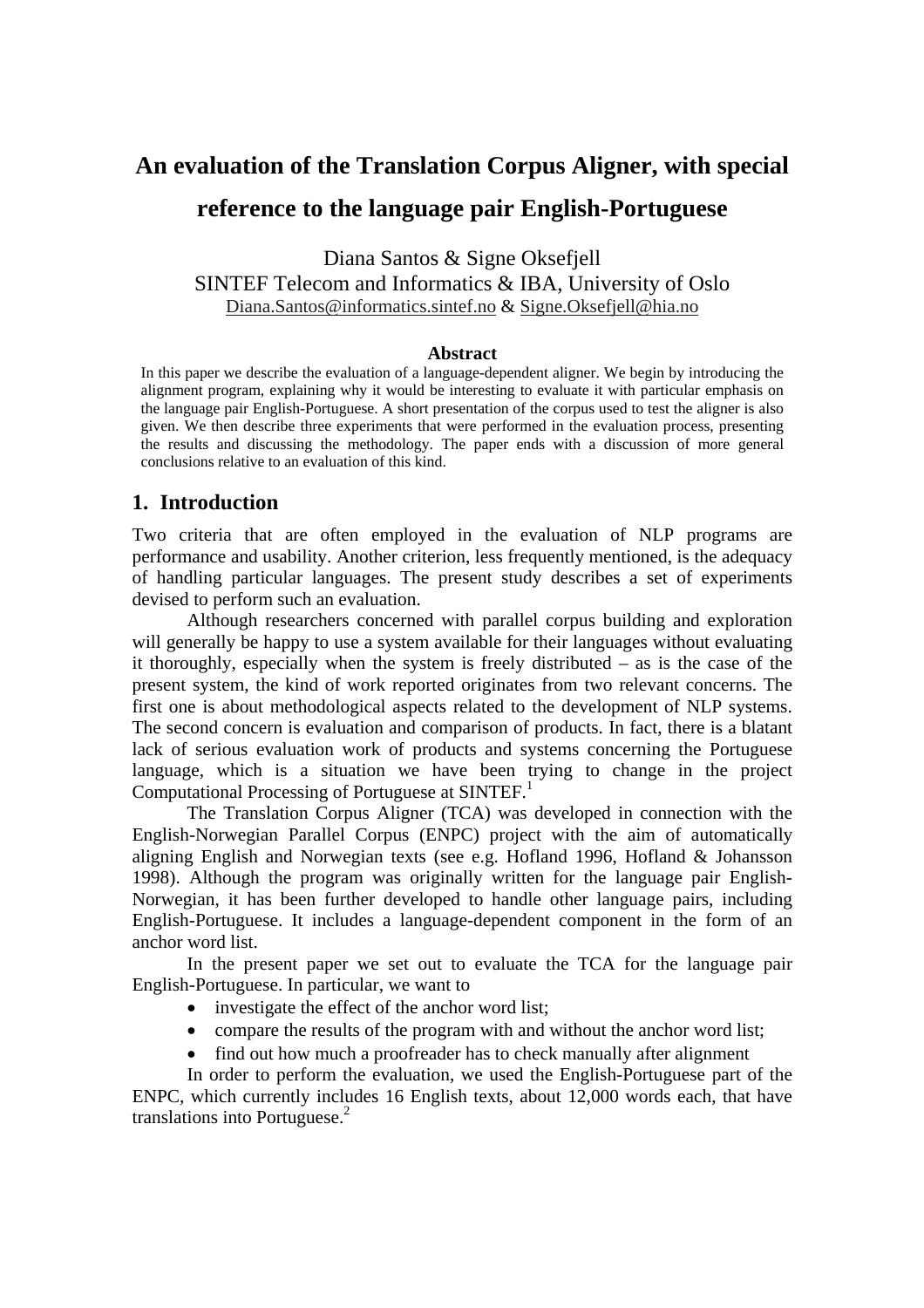# An evaluation of the Translation Corpus Aligner, with special reference to the language pair English-Portuguese

Diana Santos & Signe Oksefjell
SINTEF Telecom and Informatics & IBA, University of Oslo
Diana.Santos@informatics.sintef.no & Signe.Oksefjell@hia.no

### Abstract

In this paper we describe the evaluation of a language-dependent aligner. We begin by introducing the alignment program, explaining why it would be interesting to evaluate it with particular emphasis on the language pair English-Portuguese. A short presentation of the corpus used to test the aligner is also given. We then describe three experiments that were performed in the evaluation process, presenting the results and discussing the methodology. The paper ends with a discussion of more general conclusions relative to an evaluation of this kind.

## 1. Introduction

Two criteria that are often employed in the evaluation of NLP programs are performance and usability. Another criterion, less frequently mentioned, is the adequacy of handling particular languages. The present study describes a set of experiments devised to perform such an evaluation.

Although researchers concerned with parallel corpus building and exploration will generally be happy to use a system available for their languages without evaluating it thoroughly, especially when the system is freely distributed – as is the case of the present system, the kind of work reported originates from two relevant concerns. The first one is about methodological aspects related to the development of NLP systems. The second concern is evaluation and comparison of products. In fact, there is a blatant lack of serious evaluation work of products and systems concerning the Portuguese language, which is a situation we have been trying to change in the project Computational Processing of Portuguese at SINTEF.[1]

The Translation Corpus Aligner (TCA) was developed in connection with the English-Norwegian Parallel Corpus (ENPC) project with the aim of automatically aligning English and Norwegian texts (see e.g. Hofland 1996, Hofland & Johansson 1998). Although the program was originally written for the language pair English-Norwegian, it has been further developed to handle other language pairs, including English-Portuguese. It includes a language-dependent component in the form of an anchor word list.

In the present paper we set out to evaluate the TCA for the language pair English-Portuguese. In particular, we want to

- investigate the effect of the anchor word list;
- compare the results of the program with and without the anchor word list;
- find out how much a proofreader has to check manually after alignment

In order to perform the evaluation, we used the English-Portuguese part of the ENPC, which currently includes 16 English texts, about 12,000 words each, that have translations into Portuguese.[2]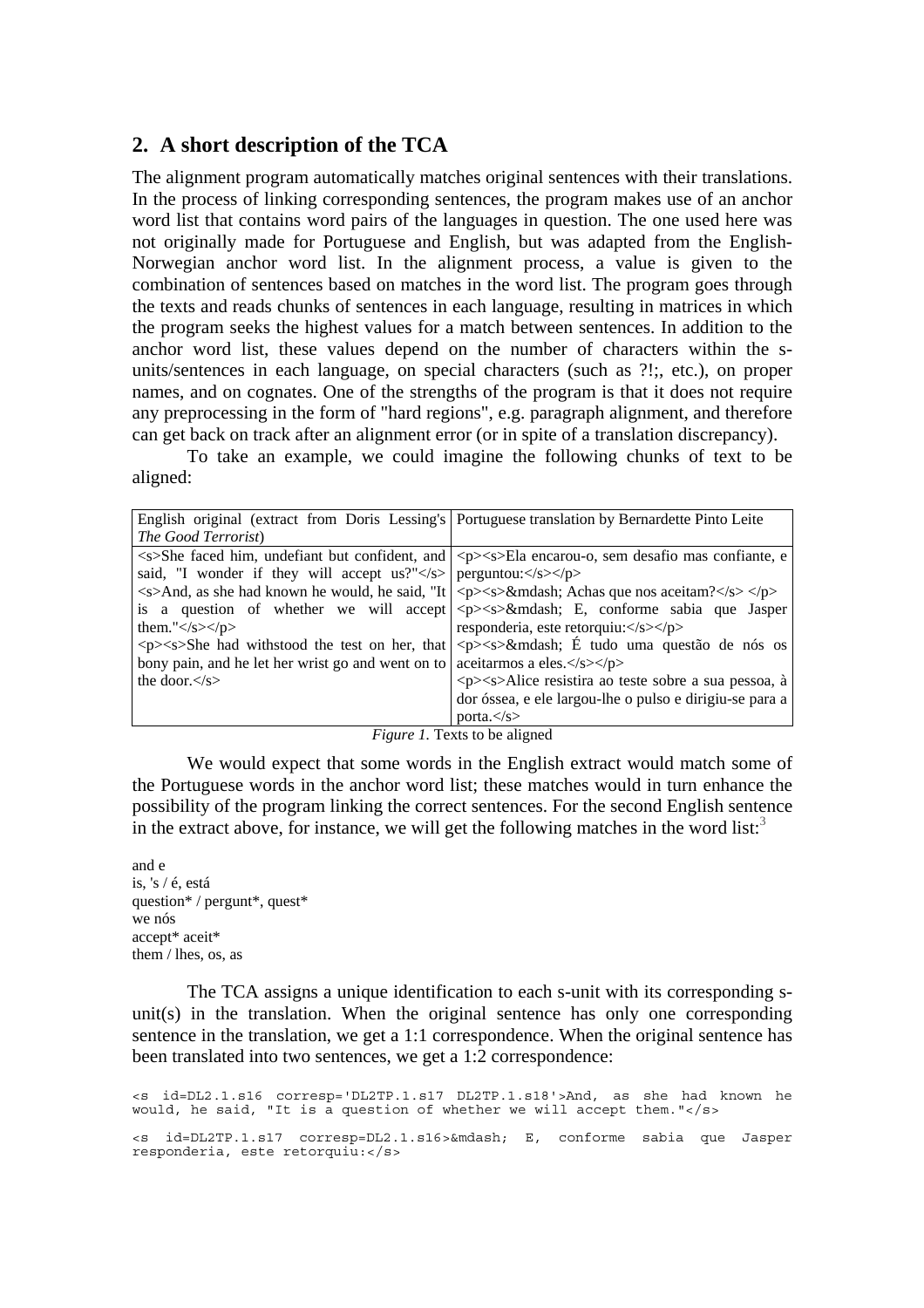## 2. A short description of the TCA

The alignment program automatically matches original sentences with their translations. In the process of linking corresponding sentences, the program makes use of an anchor word list that contains word pairs of the languages in question. The one used here was not originally made for Portuguese and English, but was adapted from the English-Norwegian anchor word list. In the alignment process, a value is given to the combination of sentences based on matches in the word list. The program goes through the texts and reads chunks of sentences in each language, resulting in matrices in which the program seeks the highest values for a match between sentences. In addition to the anchor word list, these values depend on the number of characters within the s-units/sentences in each language, on special characters (such as ?!;, etc.), on proper names, and on cognates. One of the strengths of the program is that it does not require any preprocessing in the form of "hard regions", e.g. paragraph alignment, and therefore can get back on track after an alignment error (or in spite of a translation discrepancy).

To take an example, we could imagine the following chunks of text to be aligned:

| English original (extract from Doris Lessing's *The Good Terrorist*) | Portuguese translation by Bernardette Pinto Leite |
|---|---|
| <s>She faced him, undefiant but confident, and said, "I wonder if they will accept us?"</s> <s>And, as she had known he would, he said, "It is a question of whether we will accept them."</s></p> <p><s>She had withstood the test on her, that bony pain, and he let her wrist go and went on to the door.</s> | <p><s>Ela encarou-o, sem desafio mas confiante, e perguntou:</s></p> <p><s>&mdash; Achas que nos aceitam?</s> </p> <p><s>&mdash; E, conforme sabia que Jasper responderia, este retorquiu:</s></p> <p><s>&mdash; É tudo uma questão de nós os aceitarmos a eles.</s></p> <p><s>Alice resistira ao teste sobre a sua pessoa, à dor óssea, e ele largou-lhe o pulso e dirigiu-se para a porta.</s> |

*Figure 1.* Texts to be aligned

We would expect that some words in the English extract would match some of the Portuguese words in the anchor word list; these matches would in turn enhance the possibility of the program linking the correct sentences. For the second English sentence in the extract above, for instance, we will get the following matches in the word list:[3]

and e  
is, 's / é, está  
question* / pergunt*, quest*  
we nós  
accept* aceit*  
them / lhes, os, as

The TCA assigns a unique identification to each s-unit with its corresponding s-unit(s) in the translation. When the original sentence has only one corresponding sentence in the translation, we get a 1:1 correspondence. When the original sentence has been translated into two sentences, we get a 1:2 correspondence:

```
<s id=DL2.1.s16 corresp='DL2TP.1.s17 DL2TP.1.s18'>And, as she had known he
would, he said, "It is a question of whether we will accept them."</s>

<s id=DL2TP.1.s17 corresp=DL2.1.s16>&mdash; E, conforme sabia que Jasper
responderia, este retorquiu:</s>
```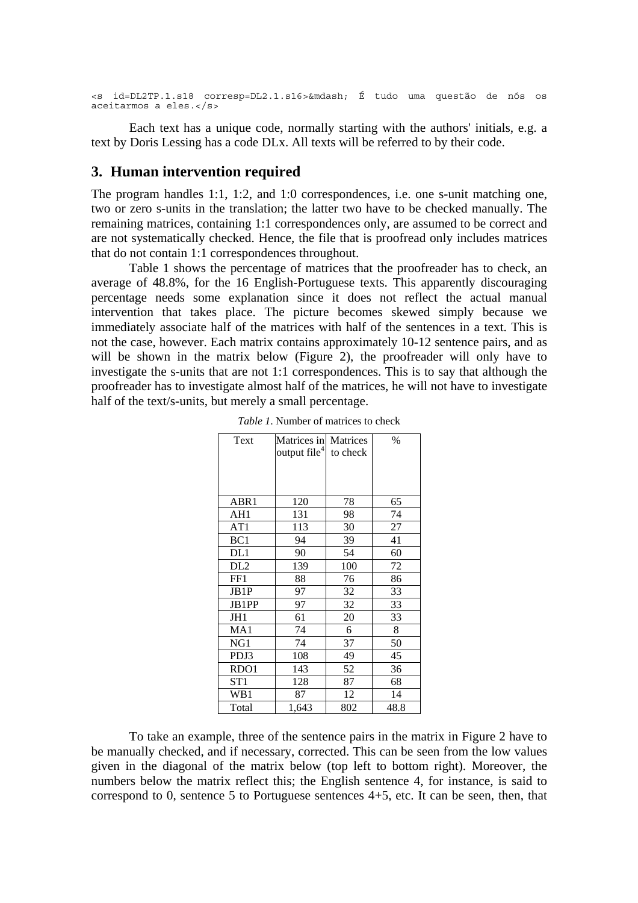```
<s id=DL2TP.1.s18 corresp=DL2.1.s16>&mdash; É tudo uma questão de nós os aceitarmos a eles.</s>
```

Each text has a unique code, normally starting with the authors' initials, e.g. a text by Doris Lessing has a code DLx. All texts will be referred to by their code.

## 3. Human intervention required

The program handles 1:1, 1:2, and 1:0 correspondences, i.e. one s-unit matching one, two or zero s-units in the translation; the latter two have to be checked manually. The remaining matrices, containing 1:1 correspondences only, are assumed to be correct and are not systematically checked. Hence, the file that is proofread only includes matrices that do not contain 1:1 correspondences throughout.

Table 1 shows the percentage of matrices that the proofreader has to check, an average of 48.8%, for the 16 English-Portuguese texts. This apparently discouraging percentage needs some explanation since it does not reflect the actual manual intervention that takes place. The picture becomes skewed simply because we immediately associate half of the matrices with half of the sentences in a text. This is not the case, however. Each matrix contains approximately 10-12 sentence pairs, and as will be shown in the matrix below (Figure 2), the proofreader will only have to investigate the s-units that are not 1:1 correspondences. This is to say that although the proofreader has to investigate almost half of the matrices, he will not have to investigate half of the text/s-units, but merely a small percentage.

*Table 1*. Number of matrices to check

| Text | Matrices in output file[4] | Matrices to check | % |
|---|---|---|---|
| ABR1 | 120 | 78 | 65 |
| AH1 | 131 | 98 | 74 |
| AT1 | 113 | 30 | 27 |
| BC1 | 94 | 39 | 41 |
| DL1 | 90 | 54 | 60 |
| DL2 | 139 | 100 | 72 |
| FF1 | 88 | 76 | 86 |
| JB1P | 97 | 32 | 33 |
| JB1PP | 97 | 32 | 33 |
| JH1 | 61 | 20 | 33 |
| MA1 | 74 | 6 | 8 |
| NG1 | 74 | 37 | 50 |
| PDJ3 | 108 | 49 | 45 |
| RDO1 | 143 | 52 | 36 |
| ST1 | 128 | 87 | 68 |
| WB1 | 87 | 12 | 14 |
| Total | 1,643 | 802 | 48.8 |

To take an example, three of the sentence pairs in the matrix in Figure 2 have to be manually checked, and if necessary, corrected. This can be seen from the low values given in the diagonal of the matrix below (top left to bottom right). Moreover, the numbers below the matrix reflect this; the English sentence 4, for instance, is said to correspond to 0, sentence 5 to Portuguese sentences 4+5, etc. It can be seen, then, that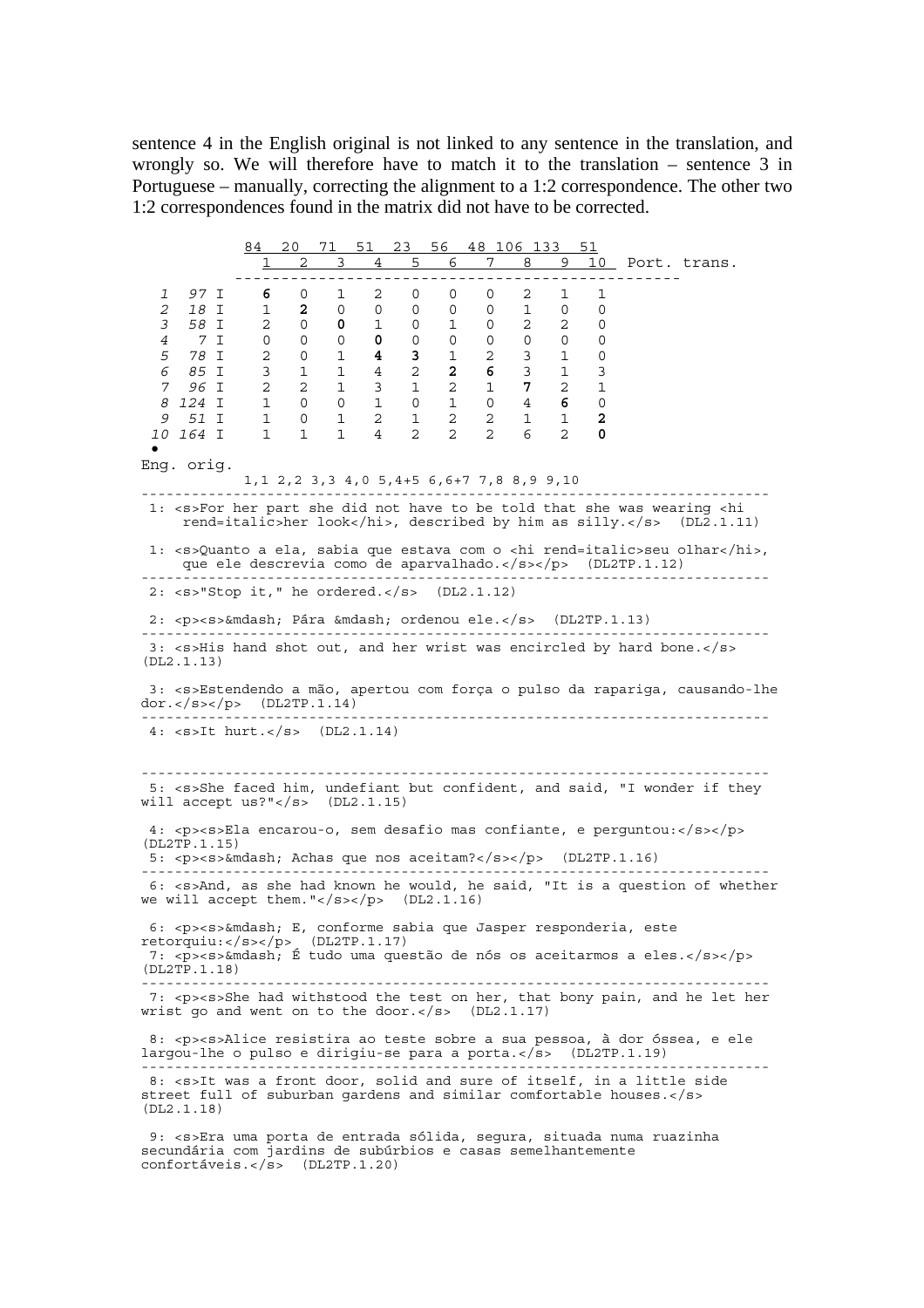sentence 4 in the English original is not linked to any sentence in the translation, and wrongly so. We will therefore have to match it to the translation – sentence 3 in Portuguese – manually, correcting the alignment to a 1:2 correspondence. The other two 1:2 correspondences found in the matrix did not have to be corrected.

```
              84  20  71  51  23  56  48 106 133  51
               1   2   3   4   5   6   7   8   9  10  Port. trans.
             -------------------------------------------
  1   97 I     6   0   1   2   0   0   0   2   1   1
  2   18 I     1   2   0   0   0   0   0   1   0   0
  3   58 I     2   0   0   1   0   1   0   2   2   0
  4    7 I     0   0   0   0   0   0   0   0   0   0
  5   78 I     2   0   1   4   3   1   2   3   1   0
  6   85 I     3   1   1   4   2   2   6   3   1   3
  7   96 I     2   2   1   3   1   2   1   7   2   1
  8  124 I     1   0   0   1   0   1   0   4   6   0
  9   51 I     1   0   1   2   1   2   2   1   1   2
 10  164 I     1   1   1   4   2   2   2   6   2   0
 •
Eng. orig.
           1,1 2,2 3,3 4,0 5,4+5 6,6+7 7,8 8,9 9,10
```

```
--------------------------------------------------------------------------
 1: <s>For her part she did not have to be told that she was wearing <hi
     rend=italic>her look</hi>, described by him as silly.</s>  (DL2.1.11)

 1: <s>Quanto a ela, sabia que estava com o <hi rend=italic>seu olhar</hi>,
     que ele descrevia como de aparvalhado.</s></p>  (DL2TP.1.12)
--------------------------------------------------------------------------
 2: <s>"Stop it," he ordered.</s>  (DL2.1.12)

 2: <p><s>&mdash; Pára &mdash; ordenou ele.</s>  (DL2TP.1.13)
--------------------------------------------------------------------------
 3: <s>His hand shot out, and her wrist was encircled by hard bone.</s>
(DL2.1.13)

 3: <s>Estendendo a mão, apertou com força o pulso da rapariga, causando-lhe
dor.</s></p>  (DL2TP.1.14)
--------------------------------------------------------------------------
 4: <s>It hurt.</s>  (DL2.1.14)


--------------------------------------------------------------------------
 5: <s>She faced him, undefiant but confident, and said, "I wonder if they
will accept us?"</s>  (DL2.1.15)

 4: <p><s>Ela encarou-o, sem desafio mas confiante, e perguntou:</s></p>
(DL2TP.1.15)
 5: <p><s>&mdash; Achas que nos aceitam?</s></p>  (DL2TP.1.16)
--------------------------------------------------------------------------
 6: <s>And, as she had known he would, he said, "It is a question of whether
we will accept them."</s></p>  (DL2.1.16)

 6: <p><s>&mdash; E, conforme sabia que Jasper responderia, este
retorquiu:</s></p>  (DL2TP.1.17)
 7: <p><s>&mdash; É tudo uma questão de nós os aceitarmos a eles.</s></p>
(DL2TP.1.18)
--------------------------------------------------------------------------
 7: <p><s>She had withstood the test on her, that bony pain, and he let her
wrist go and went on to the door.</s>  (DL2.1.17)

 8: <p><s>Alice resistira ao teste sobre a sua pessoa, à dor óssea, e ele
largou-lhe o pulso e dirigiu-se para a porta.</s>  (DL2TP.1.19)
--------------------------------------------------------------------------
 8: <s>It was a front door, solid and sure of itself, in a little side
street full of suburban gardens and similar comfortable houses.</s>
(DL2.1.18)

 9: <s>Era uma porta de entrada sólida, segura, situada numa ruazinha
secundária com jardins de subúrbios e casas semelhantemente
confortáveis.</s>  (DL2TP.1.20)
```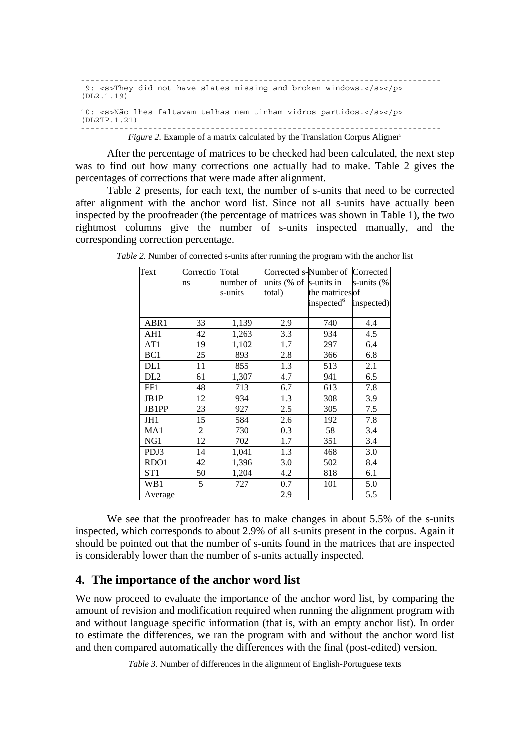```
-----------------------------------------------------------------------
 9: <s>They did not have slates missing and broken windows.</s></p>
(DL2.1.19)

10: <s>Não lhes faltavam telhas nem tinham vidros partidos.</s></p>
(DL2TP.1.21)
-----------------------------------------------------------------------
```

*Figure 2.* Example of a matrix calculated by the Translation Corpus Aligner[5]

After the percentage of matrices to be checked had been calculated, the next step was to find out how many corrections one actually had to make. Table 2 gives the percentages of corrections that were made after alignment.

Table 2 presents, for each text, the number of s-units that need to be corrected after alignment with the anchor word list. Since not all s-units have actually been inspected by the proofreader (the percentage of matrices was shown in Table 1), the two rightmost columns give the number of s-units inspected manually, and the corresponding correction percentage.

*Table 2.* Number of corrected s-units after running the program with the anchor list

| Text | Corrections | Total number of s-units | Corrected s-units (% of total) | Number of s-units in the matrices inspected[6] | Corrected s-units (% of inspected) |
|---|---|---|---|---|---|
| ABR1 | 33 | 1,139 | 2.9 | 740 | 4.4 |
| AH1 | 42 | 1,263 | 3.3 | 934 | 4.5 |
| AT1 | 19 | 1,102 | 1.7 | 297 | 6.4 |
| BC1 | 25 | 893 | 2.8 | 366 | 6.8 |
| DL1 | 11 | 855 | 1.3 | 513 | 2.1 |
| DL2 | 61 | 1,307 | 4.7 | 941 | 6.5 |
| FF1 | 48 | 713 | 6.7 | 613 | 7.8 |
| JB1P | 12 | 934 | 1.3 | 308 | 3.9 |
| JB1PP | 23 | 927 | 2.5 | 305 | 7.5 |
| JH1 | 15 | 584 | 2.6 | 192 | 7.8 |
| MA1 | 2 | 730 | 0.3 | 58 | 3.4 |
| NG1 | 12 | 702 | 1.7 | 351 | 3.4 |
| PDJ3 | 14 | 1,041 | 1.3 | 468 | 3.0 |
| RDO1 | 42 | 1,396 | 3.0 | 502 | 8.4 |
| ST1 | 50 | 1,204 | 4.2 | 818 | 6.1 |
| WB1 | 5 | 727 | 0.7 | 101 | 5.0 |
| Average | | | 2.9 | | 5.5 |

We see that the proofreader has to make changes in about 5.5% of the s-units inspected, which corresponds to about 2.9% of all s-units present in the corpus. Again it should be pointed out that the number of s-units found in the matrices that are inspected is considerably lower than the number of s-units actually inspected.

## 4. The importance of the anchor word list

We now proceed to evaluate the importance of the anchor word list, by comparing the amount of revision and modification required when running the alignment program with and without language specific information (that is, with an empty anchor list). In order to estimate the differences, we ran the program with and without the anchor word list and then compared automatically the differences with the final (post-edited) version.

*Table 3.* Number of differences in the alignment of English-Portuguese texts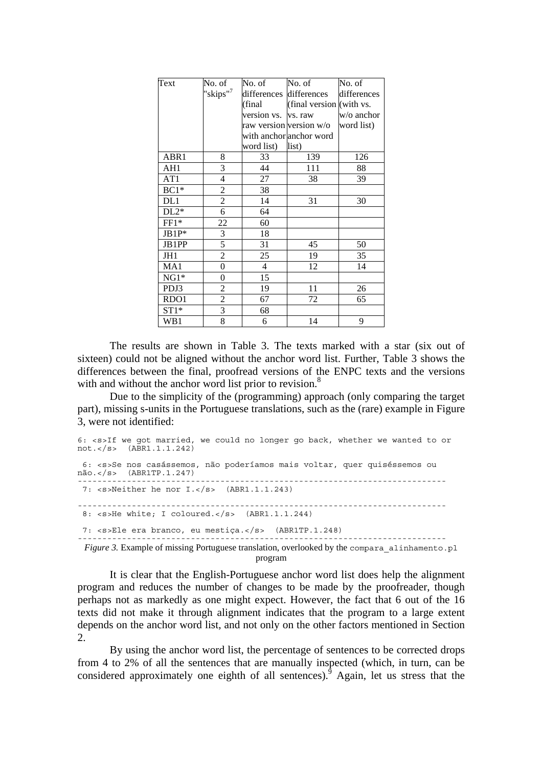| Text | No. of "skips"[7] | No. of differences (final version vs. raw version with anchor word list) | No. of differences (final version vs. raw version w/o anchor word list) | No. of differences (with vs. w/o anchor word list) |
|---|---|---|---|---|
| ABR1 | 8 | 33 | 139 | 126 |
| AH1 | 3 | 44 | 111 | 88 |
| AT1 | 4 | 27 | 38 | 39 |
| BC1* | 2 | 38 | | |
| DL1 | 2 | 14 | 31 | 30 |
| DL2* | 6 | 64 | | |
| FF1* | 22 | 60 | | |
| JB1P* | 3 | 18 | | |
| JB1PP | 5 | 31 | 45 | 50 |
| JH1 | 2 | 25 | 19 | 35 |
| MA1 | 0 | 4 | 12 | 14 |
| NG1* | 0 | 15 | | |
| PDJ3 | 2 | 19 | 11 | 26 |
| RDO1 | 2 | 67 | 72 | 65 |
| ST1* | 3 | 68 | | |
| WB1 | 8 | 6 | 14 | 9 |

The results are shown in Table 3. The texts marked with a star (six out of sixteen) could not be aligned without the anchor word list. Further, Table 3 shows the differences between the final, proofread versions of the ENPC texts and the versions with and without the anchor word list prior to revision.[8]

Due to the simplicity of the (programming) approach (only comparing the target part), missing s-units in the Portuguese translations, such as the (rare) example in Figure 3, were not identified:

```
6: <s>If we got married, we could no longer go back, whether we wanted to or
not.</s>  (ABR1.1.1.242)

 6: <s>Se nos casássemos, não poderíamos mais voltar, quer quiséssemos ou
não.</s>  (ABR1TP.1.247)
--------------------------------------------------------------------------
 7: <s>Neither he nor I.</s>  (ABR1.1.1.243)

--------------------------------------------------------------------------
 8: <s>He white; I coloured.</s>  (ABR1.1.1.244)

 7: <s>Ele era branco, eu mestiça.</s>  (ABR1TP.1.248)
--------------------------------------------------------------------------
```

*Figure 3.* Example of missing Portuguese translation, overlooked by the `compara_alinhamento.pl` program

It is clear that the English-Portuguese anchor word list does help the alignment program and reduces the number of changes to be made by the proofreader, though perhaps not as markedly as one might expect. However, the fact that 6 out of the 16 texts did not make it through alignment indicates that the program to a large extent depends on the anchor word list, and not only on the other factors mentioned in Section 2.

By using the anchor word list, the percentage of sentences to be corrected drops from 4 to 2% of all the sentences that are manually inspected (which, in turn, can be considered approximately one eighth of all sentences).[9] Again, let us stress that the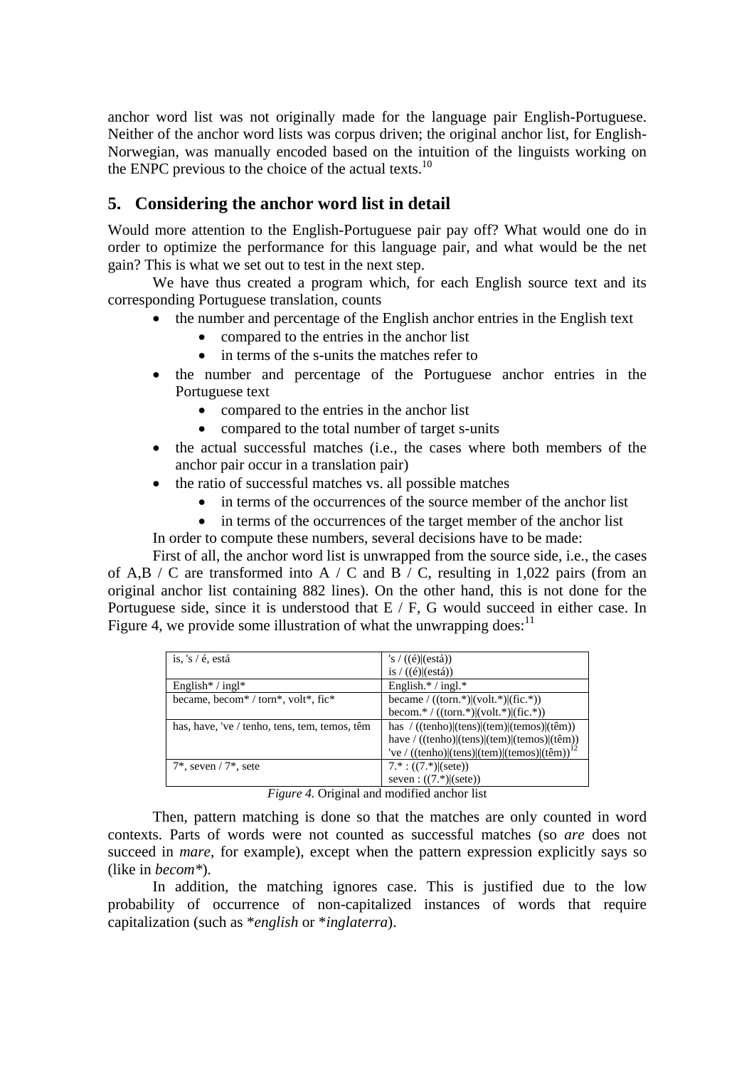anchor word list was not originally made for the language pair English-Portuguese. Neither of the anchor word lists was corpus driven; the original anchor list, for English-Norwegian, was manually encoded based on the intuition of the linguists working on the ENPC previous to the choice of the actual texts.[10]

## 5. Considering the anchor word list in detail

Would more attention to the English-Portuguese pair pay off? What would one do in order to optimize the performance for this language pair, and what would be the net gain? This is what we set out to test in the next step.

We have thus created a program which, for each English source text and its corresponding Portuguese translation, counts

- the number and percentage of the English anchor entries in the English text
  - compared to the entries in the anchor list
  - in terms of the s-units the matches refer to
- the number and percentage of the Portuguese anchor entries in the Portuguese text
  - compared to the entries in the anchor list
  - compared to the total number of target s-units
- the actual successful matches (i.e., the cases where both members of the anchor pair occur in a translation pair)
- the ratio of successful matches vs. all possible matches
  - in terms of the occurrences of the source member of the anchor list
  - in terms of the occurrences of the target member of the anchor list

In order to compute these numbers, several decisions have to be made:

First of all, the anchor word list is unwrapped from the source side, i.e., the cases of A,B / C are transformed into A / C and B / C, resulting in 1,022 pairs (from an original anchor list containing 882 lines). On the other hand, this is not done for the Portuguese side, since it is understood that E / F, G would succeed in either case. In Figure 4, we provide some illustration of what the unwrapping does:[11]

| | |
|---|---|
| is, 's / é, está | 's / ((é)\|(está))<br>is / ((é)\|(está)) |
| English* / ingl* | English.* / ingl.* |
| became, becom* / torn*, volt*, fic* | became / ((torn.*)\|(volt.*)\|(fic.*))<br>becom.* / ((torn.*)\|(volt.*)\|(fic.*)) |
| has, have, 've / tenho, tens, tem, temos, têm | has / ((tenho)\|(tens)\|(tem)\|(temos)\|(têm))<br>have / ((tenho)\|(tens)\|(tem)\|(temos)\|(têm))<br>'ve / ((tenho)\|(tens)\|(tem)\|(temos)\|(têm))[12] |
| 7*, seven / 7*, sete | 7.* : ((7.*)\|(sete))<br>seven : ((7.*)\|(sete)) |

*Figure 4.* Original and modified anchor list

Then, pattern matching is done so that the matches are only counted in word contexts. Parts of words were not counted as successful matches (so *are* does not succeed in *mare*, for example), except when the pattern expression explicitly says so (like in *becom**).

In addition, the matching ignores case. This is justified due to the low probability of occurrence of non-capitalized instances of words that require capitalization (such as **english* or **inglaterra*).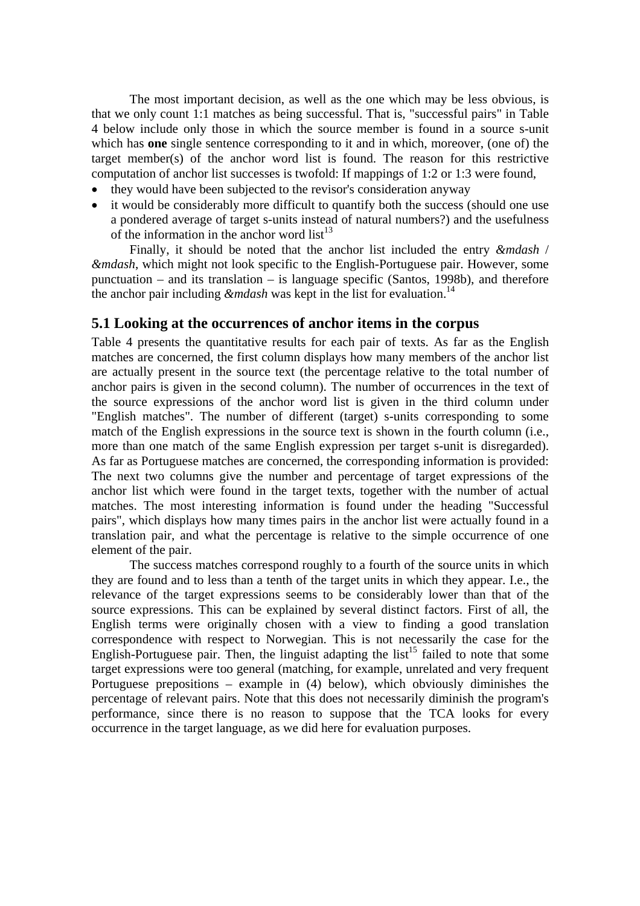The most important decision, as well as the one which may be less obvious, is that we only count 1:1 matches as being successful. That is, "successful pairs" in Table 4 below include only those in which the source member is found in a source s-unit which has **one** single sentence corresponding to it and in which, moreover, (one of) the target member(s) of the anchor word list is found. The reason for this restrictive computation of anchor list successes is twofold: If mappings of 1:2 or 1:3 were found,

- they would have been subjected to the revisor's consideration anyway
- it would be considerably more difficult to quantify both the success (should one use a pondered average of target s-units instead of natural numbers?) and the usefulness of the information in the anchor word list[13]

Finally, it should be noted that the anchor list included the entry *&mdash* / *&mdash*, which might not look specific to the English-Portuguese pair. However, some punctuation – and its translation – is language specific (Santos, 1998b), and therefore the anchor pair including *&mdash* was kept in the list for evaluation.[14]

## 5.1 Looking at the occurrences of anchor items in the corpus

Table 4 presents the quantitative results for each pair of texts. As far as the English matches are concerned, the first column displays how many members of the anchor list are actually present in the source text (the percentage relative to the total number of anchor pairs is given in the second column). The number of occurrences in the text of the source expressions of the anchor word list is given in the third column under "English matches". The number of different (target) s-units corresponding to some match of the English expressions in the source text is shown in the fourth column (i.e., more than one match of the same English expression per target s-unit is disregarded). As far as Portuguese matches are concerned, the corresponding information is provided: The next two columns give the number and percentage of target expressions of the anchor list which were found in the target texts, together with the number of actual matches. The most interesting information is found under the heading "Successful pairs", which displays how many times pairs in the anchor list were actually found in a translation pair, and what the percentage is relative to the simple occurrence of one element of the pair.

The success matches correspond roughly to a fourth of the source units in which they are found and to less than a tenth of the target units in which they appear. I.e., the relevance of the target expressions seems to be considerably lower than that of the source expressions. This can be explained by several distinct factors. First of all, the English terms were originally chosen with a view to finding a good translation correspondence with respect to Norwegian. This is not necessarily the case for the English-Portuguese pair. Then, the linguist adapting the list[15] failed to note that some target expressions were too general (matching, for example, unrelated and very frequent Portuguese prepositions – example in (4) below), which obviously diminishes the percentage of relevant pairs. Note that this does not necessarily diminish the program's performance, since there is no reason to suppose that the TCA looks for every occurrence in the target language, as we did here for evaluation purposes.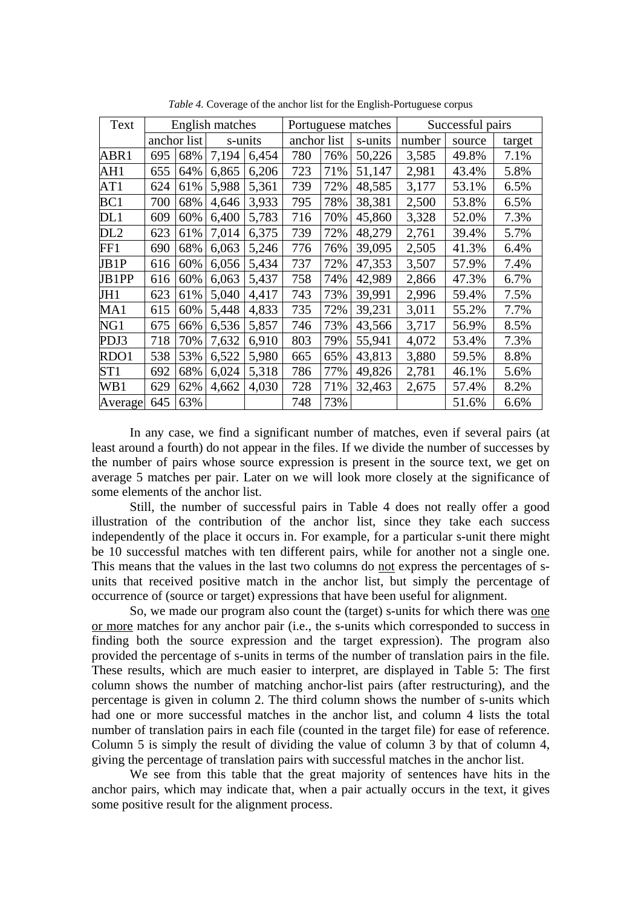*Table 4.* Coverage of the anchor list for the English-Portuguese corpus

| Text | English matches | | | | Portuguese matches | | | Successful pairs | | |
|---|---|---|---|---|---|---|---|---|---|---|
| | anchor list | | s-units | | anchor list | | s-units | number | source | target |
| ABR1 | 695 | 68% | 7,194 | 6,454 | 780 | 76% | 50,226 | 3,585 | 49.8% | 7.1% |
| AH1 | 655 | 64% | 6,865 | 6,206 | 723 | 71% | 51,147 | 2,981 | 43.4% | 5.8% |
| AT1 | 624 | 61% | 5,988 | 5,361 | 739 | 72% | 48,585 | 3,177 | 53.1% | 6.5% |
| BC1 | 700 | 68% | 4,646 | 3,933 | 795 | 78% | 38,381 | 2,500 | 53.8% | 6.5% |
| DL1 | 609 | 60% | 6,400 | 5,783 | 716 | 70% | 45,860 | 3,328 | 52.0% | 7.3% |
| DL2 | 623 | 61% | 7,014 | 6,375 | 739 | 72% | 48,279 | 2,761 | 39.4% | 5.7% |
| FF1 | 690 | 68% | 6,063 | 5,246 | 776 | 76% | 39,095 | 2,505 | 41.3% | 6.4% |
| JB1P | 616 | 60% | 6,056 | 5,434 | 737 | 72% | 47,353 | 3,507 | 57.9% | 7.4% |
| JB1PP | 616 | 60% | 6,063 | 5,437 | 758 | 74% | 42,989 | 2,866 | 47.3% | 6.7% |
| JH1 | 623 | 61% | 5,040 | 4,417 | 743 | 73% | 39,991 | 2,996 | 59.4% | 7.5% |
| MA1 | 615 | 60% | 5,448 | 4,833 | 735 | 72% | 39,231 | 3,011 | 55.2% | 7.7% |
| NG1 | 675 | 66% | 6,536 | 5,857 | 746 | 73% | 43,566 | 3,717 | 56.9% | 8.5% |
| PDJ3 | 718 | 70% | 7,632 | 6,910 | 803 | 79% | 55,941 | 4,072 | 53.4% | 7.3% |
| RDO1 | 538 | 53% | 6,522 | 5,980 | 665 | 65% | 43,813 | 3,880 | 59.5% | 8.8% |
| ST1 | 692 | 68% | 6,024 | 5,318 | 786 | 77% | 49,826 | 2,781 | 46.1% | 5.6% |
| WB1 | 629 | 62% | 4,662 | 4,030 | 728 | 71% | 32,463 | 2,675 | 57.4% | 8.2% |
| Average | 645 | 63% | | | 748 | 73% | | | 51.6% | 6.6% |

In any case, we find a significant number of matches, even if several pairs (at least around a fourth) do not appear in the files. If we divide the number of successes by the number of pairs whose source expression is present in the source text, we get on average 5 matches per pair. Later on we will look more closely at the significance of some elements of the anchor list.

Still, the number of successful pairs in Table 4 does not really offer a good illustration of the contribution of the anchor list, since they take each success independently of the place it occurs in. For example, for a particular s-unit there might be 10 successful matches with ten different pairs, while for another not a single one. This means that the values in the last two columns do not express the percentages of s-units that received positive match in the anchor list, but simply the percentage of occurrence of (source or target) expressions that have been useful for alignment.

So, we made our program also count the (target) s-units for which there was one or more matches for any anchor pair (i.e., the s-units which corresponded to success in finding both the source expression and the target expression). The program also provided the percentage of s-units in terms of the number of translation pairs in the file. These results, which are much easier to interpret, are displayed in Table 5: The first column shows the number of matching anchor-list pairs (after restructuring), and the percentage is given in column 2. The third column shows the number of s-units which had one or more successful matches in the anchor list, and column 4 lists the total number of translation pairs in each file (counted in the target file) for ease of reference. Column 5 is simply the result of dividing the value of column 3 by that of column 4, giving the percentage of translation pairs with successful matches in the anchor list.

We see from this table that the great majority of sentences have hits in the anchor pairs, which may indicate that, when a pair actually occurs in the text, it gives some positive result for the alignment process.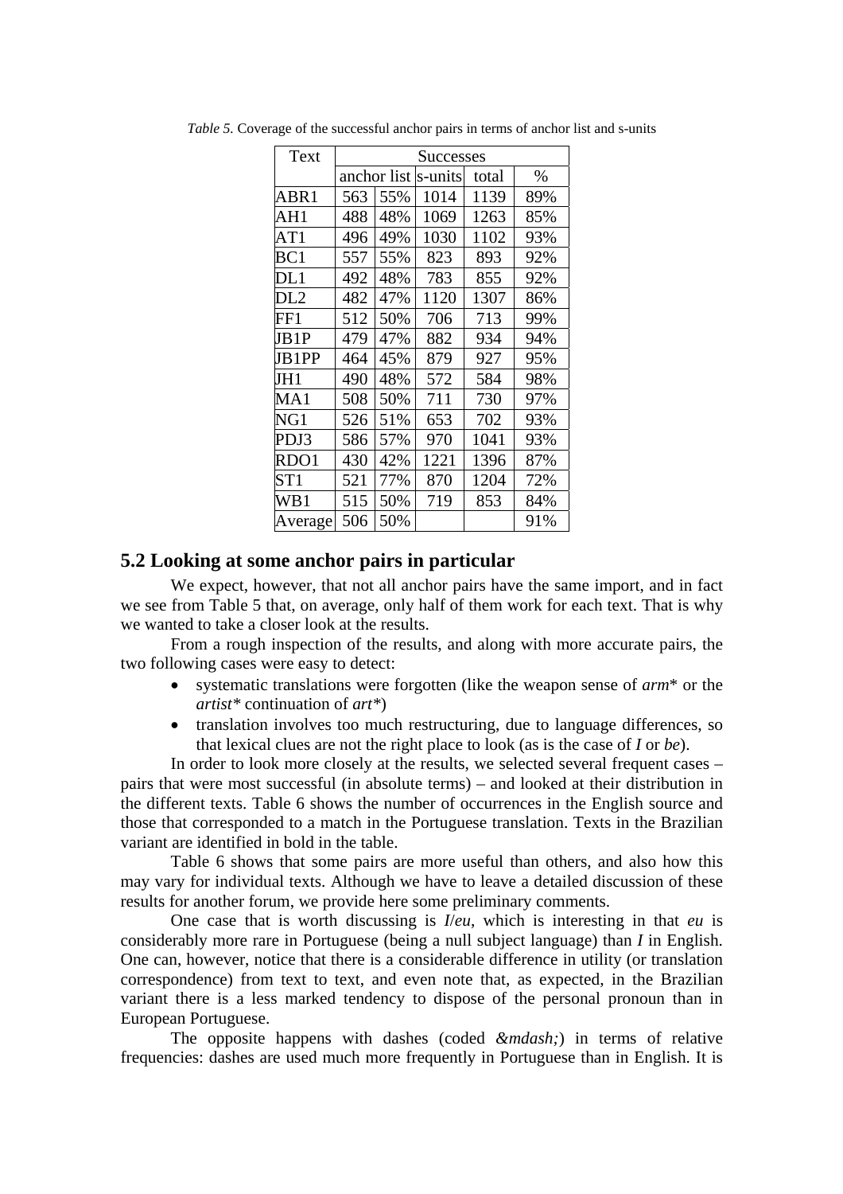*Table 5.* Coverage of the successful anchor pairs in terms of anchor list and s-units

| Text | Successes | | | | |
|---|---|---|---|---|---|
| | anchor list | | s-units | total | % |
| ABR1 | 563 | 55% | 1014 | 1139 | 89% |
| AH1 | 488 | 48% | 1069 | 1263 | 85% |
| AT1 | 496 | 49% | 1030 | 1102 | 93% |
| BC1 | 557 | 55% | 823 | 893 | 92% |
| DL1 | 492 | 48% | 783 | 855 | 92% |
| DL2 | 482 | 47% | 1120 | 1307 | 86% |
| FF1 | 512 | 50% | 706 | 713 | 99% |
| JB1P | 479 | 47% | 882 | 934 | 94% |
| JB1PP | 464 | 45% | 879 | 927 | 95% |
| JH1 | 490 | 48% | 572 | 584 | 98% |
| MA1 | 508 | 50% | 711 | 730 | 97% |
| NG1 | 526 | 51% | 653 | 702 | 93% |
| PDJ3 | 586 | 57% | 970 | 1041 | 93% |
| RDO1 | 430 | 42% | 1221 | 1396 | 87% |
| ST1 | 521 | 77% | 870 | 1204 | 72% |
| WB1 | 515 | 50% | 719 | 853 | 84% |
| Average | 506 | 50% | | | 91% |

## 5.2 Looking at some anchor pairs in particular

We expect, however, that not all anchor pairs have the same import, and in fact we see from Table 5 that, on average, only half of them work for each text. That is why we wanted to take a closer look at the results.

From a rough inspection of the results, and along with more accurate pairs, the two following cases were easy to detect:

- systematic translations were forgotten (like the weapon sense of *arm*\* or the *artist\** continuation of *art\**)
- translation involves too much restructuring, due to language differences, so that lexical clues are not the right place to look (as is the case of *I* or *be*).

In order to look more closely at the results, we selected several frequent cases – pairs that were most successful (in absolute terms) – and looked at their distribution in the different texts. Table 6 shows the number of occurrences in the English source and those that corresponded to a match in the Portuguese translation. Texts in the Brazilian variant are identified in bold in the table.

Table 6 shows that some pairs are more useful than others, and also how this may vary for individual texts. Although we have to leave a detailed discussion of these results for another forum, we provide here some preliminary comments.

One case that is worth discussing is *I*/*eu*, which is interesting in that *eu* is considerably more rare in Portuguese (being a null subject language) than *I* in English. One can, however, notice that there is a considerable difference in utility (or translation correspondence) from text to text, and even note that, as expected, in the Brazilian variant there is a less marked tendency to dispose of the personal pronoun than in European Portuguese.

The opposite happens with dashes (coded *&mdash;*) in terms of relative frequencies: dashes are used much more frequently in Portuguese than in English. It is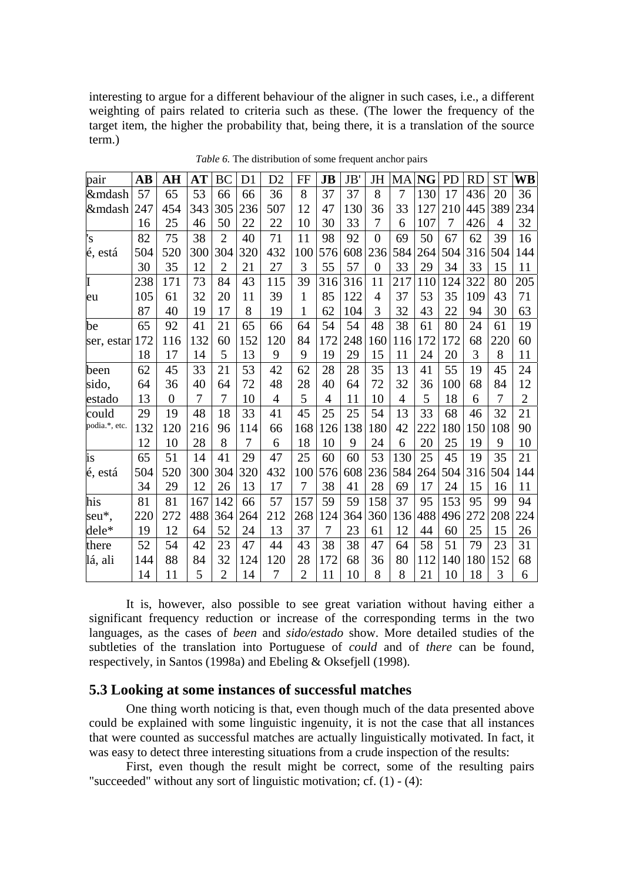interesting to argue for a different behaviour of the aligner in such cases, i.e., a different weighting of pairs related to criteria such as these. (The lower the frequency of the target item, the higher the probability that, being there, it is a translation of the source term.)

*Table 6.* The distribution of some frequent anchor pairs

| pair | **AB** | **AH** | **AT** | BC | D1 | D2 | FF | **JB** | JB' | JH | MA | **NG** | PD | RD | ST | **WB** |
|---|---|---|---|---|---|---|---|---|---|---|---|---|---|---|---|---|
| &mdash | 57 | 65 | 53 | 66 | 66 | 36 | 8 | 37 | 37 | 8 | 7 | 130 | 17 | 436 | 20 | 36 |
| &mdash | 247 | 454 | 343 | 305 | 236 | 507 | 12 | 47 | 130 | 36 | 33 | 127 | 210 | 445 | 389 | 234 |
| | 16 | 25 | 46 | 50 | 22 | 22 | 10 | 30 | 33 | 7 | 6 | 107 | 7 | 426 | 4 | 32 |
| 's | 82 | 75 | 38 | 2 | 40 | 71 | 11 | 98 | 92 | 0 | 69 | 50 | 67 | 62 | 39 | 16 |
| é, está | 504 | 520 | 300 | 304 | 320 | 432 | 100 | 576 | 608 | 236 | 584 | 264 | 504 | 316 | 504 | 144 |
| | 30 | 35 | 12 | 2 | 21 | 27 | 3 | 55 | 57 | 0 | 33 | 29 | 34 | 33 | 15 | 11 |
| I | 238 | 171 | 73 | 84 | 43 | 115 | 39 | 316 | 316 | 11 | 217 | 110 | 124 | 322 | 80 | 205 |
| eu | 105 | 61 | 32 | 20 | 11 | 39 | 1 | 85 | 122 | 4 | 37 | 53 | 35 | 109 | 43 | 71 |
| | 87 | 40 | 19 | 17 | 8 | 19 | 1 | 62 | 104 | 3 | 32 | 43 | 22 | 94 | 30 | 63 |
| be | 65 | 92 | 41 | 21 | 65 | 66 | 64 | 54 | 54 | 48 | 38 | 61 | 80 | 24 | 61 | 19 |
| ser, estar | 172 | 116 | 132 | 60 | 152 | 120 | 84 | 172 | 248 | 160 | 116 | 172 | 172 | 68 | 220 | 60 |
| | 18 | 17 | 14 | 5 | 13 | 9 | 9 | 19 | 29 | 15 | 11 | 24 | 20 | 3 | 8 | 11 |
| been | 62 | 45 | 33 | 21 | 53 | 42 | 62 | 28 | 28 | 35 | 13 | 41 | 55 | 19 | 45 | 24 |
| sido, | 64 | 36 | 40 | 64 | 72 | 48 | 28 | 40 | 64 | 72 | 32 | 36 | 100 | 68 | 84 | 12 |
| estado | 13 | 0 | 7 | 7 | 10 | 4 | 5 | 4 | 11 | 10 | 4 | 5 | 18 | 6 | 7 | 2 |
| could | 29 | 19 | 48 | 18 | 33 | 41 | 45 | 25 | 25 | 54 | 13 | 33 | 68 | 46 | 32 | 21 |
| podia.*, etc. | 132 | 120 | 216 | 96 | 114 | 66 | 168 | 126 | 138 | 180 | 42 | 222 | 180 | 150 | 108 | 90 |
| | 12 | 10 | 28 | 8 | 7 | 6 | 18 | 10 | 9 | 24 | 6 | 20 | 25 | 19 | 9 | 10 |
| is | 65 | 51 | 14 | 41 | 29 | 47 | 25 | 60 | 60 | 53 | 130 | 25 | 45 | 19 | 35 | 21 |
| é, está | 504 | 520 | 300 | 304 | 320 | 432 | 100 | 576 | 608 | 236 | 584 | 264 | 504 | 316 | 504 | 144 |
| | 34 | 29 | 12 | 26 | 13 | 17 | 7 | 38 | 41 | 28 | 69 | 17 | 24 | 15 | 16 | 11 |
| his | 81 | 81 | 167 | 142 | 66 | 57 | 157 | 59 | 59 | 158 | 37 | 95 | 153 | 95 | 99 | 94 |
| seu*, | 220 | 272 | 488 | 364 | 264 | 212 | 268 | 124 | 364 | 360 | 136 | 488 | 496 | 272 | 208 | 224 |
| dele* | 19 | 12 | 64 | 52 | 24 | 13 | 37 | 7 | 23 | 61 | 12 | 44 | 60 | 25 | 15 | 26 |
| there | 52 | 54 | 42 | 23 | 47 | 44 | 43 | 38 | 38 | 47 | 64 | 58 | 51 | 79 | 23 | 31 |
| lá, ali | 144 | 88 | 84 | 32 | 124 | 120 | 28 | 172 | 68 | 36 | 80 | 112 | 140 | 180 | 152 | 68 |
| | 14 | 11 | 5 | 2 | 14 | 7 | 2 | 11 | 10 | 8 | 8 | 21 | 10 | 18 | 3 | 6 |

It is, however, also possible to see great variation without having either a significant frequency reduction or increase of the corresponding terms in the two languages, as the cases of *been* and *sido/estado* show. More detailed studies of the subtleties of the translation into Portuguese of *could* and of *there* can be found, respectively, in Santos (1998a) and Ebeling & Oksefjell (1998).

### 5.3 Looking at some instances of successful matches

One thing worth noticing is that, even though much of the data presented above could be explained with some linguistic ingenuity, it is not the case that all instances that were counted as successful matches are actually linguistically motivated. In fact, it was easy to detect three interesting situations from a crude inspection of the results:

First, even though the result might be correct, some of the resulting pairs "succeeded" without any sort of linguistic motivation; cf. (1) - (4):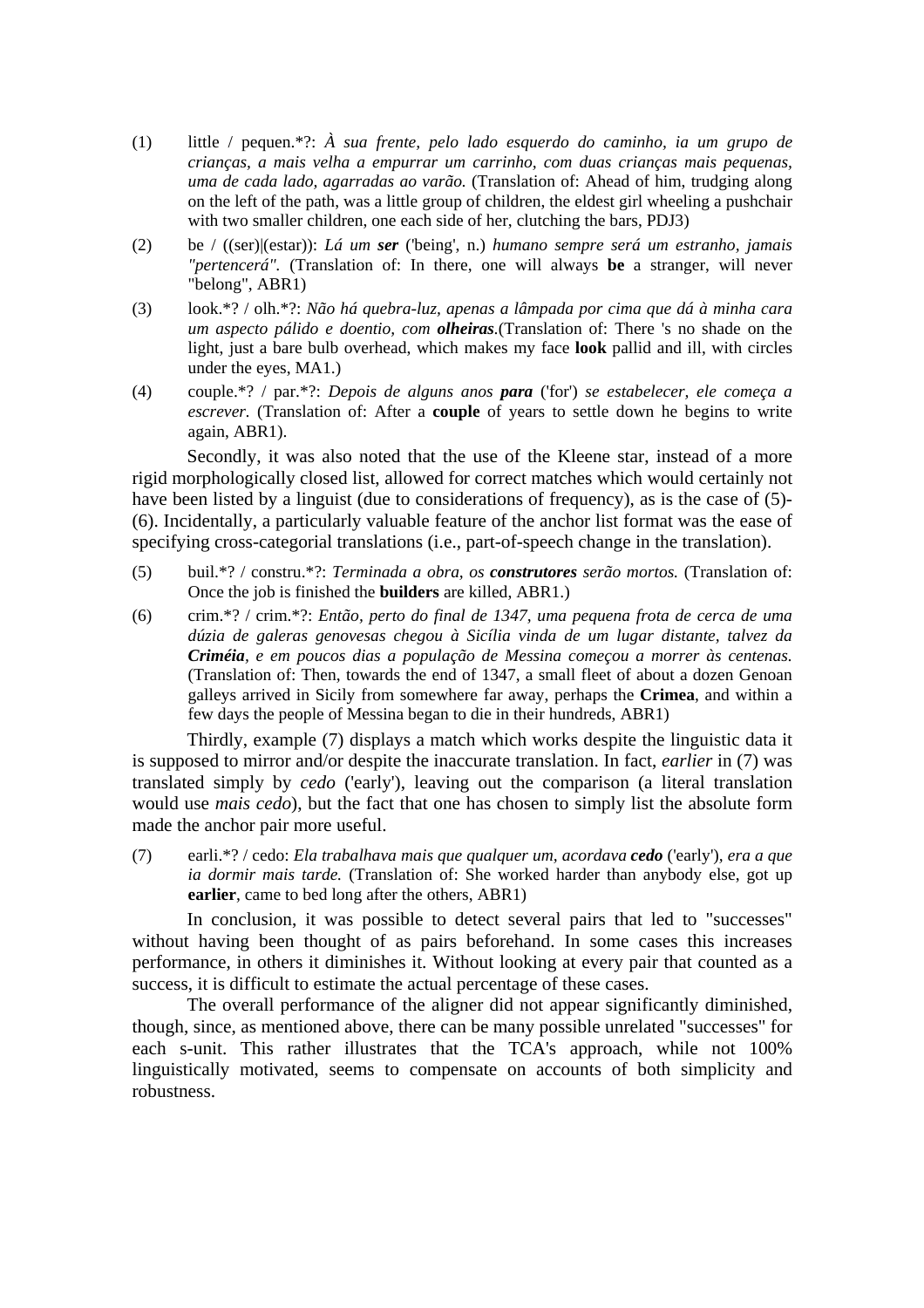(1) little / pequen.*?: *À sua frente, pelo lado esquerdo do caminho, ia um grupo de crianças, a mais velha a empurrar um carrinho, com duas crianças mais pequenas, uma de cada lado, agarradas ao varão.* (Translation of: Ahead of him, trudging along on the left of the path, was a little group of children, the eldest girl wheeling a pushchair with two smaller children, one each side of her, clutching the bars, PDJ3)

(2) be / ((ser)|(estar)): *Lá um **ser*** ('being', n.) *humano sempre será um estranho, jamais "pertencerá".* (Translation of: In there, one will always **be** a stranger, will never "belong", ABR1)

(3) look.*? / olh.*?: *Não há quebra-luz, apenas a lâmpada por cima que dá à minha cara um aspecto pálido e doentio, com **olheiras**.*(Translation of: There 's no shade on the light, just a bare bulb overhead, which makes my face **look** pallid and ill, with circles under the eyes, MA1.)

(4) couple.*? / par.*?: *Depois de alguns anos **para*** ('for') *se estabelecer, ele começa a escrever.* (Translation of: After a **couple** of years to settle down he begins to write again, ABR1).

Secondly, it was also noted that the use of the Kleene star, instead of a more rigid morphologically closed list, allowed for correct matches which would certainly not have been listed by a linguist (due to considerations of frequency), as is the case of (5)-(6). Incidentally, a particularly valuable feature of the anchor list format was the ease of specifying cross-categorial translations (i.e., part-of-speech change in the translation).

(5) buil.*? / constru.*?: *Terminada a obra, os **construtores** serão mortos.* (Translation of: Once the job is finished the **builders** are killed, ABR1.)

(6) crim.*? / crim.*?: *Então, perto do final de 1347, uma pequena frota de cerca de uma dúzia de galeras genovesas chegou à Sicília vinda de um lugar distante, talvez da **Criméia**, e em poucos dias a população de Messina começou a morrer às centenas.* (Translation of: Then, towards the end of 1347, a small fleet of about a dozen Genoan galleys arrived in Sicily from somewhere far away, perhaps the **Crimea**, and within a few days the people of Messina began to die in their hundreds, ABR1)

Thirdly, example (7) displays a match which works despite the linguistic data it is supposed to mirror and/or despite the inaccurate translation. In fact, *earlier* in (7) was translated simply by *cedo* ('early'), leaving out the comparison (a literal translation would use *mais cedo*), but the fact that one has chosen to simply list the absolute form made the anchor pair more useful.

(7) earli.*? / cedo: *Ela trabalhava mais que qualquer um, acordava **cedo*** ('early'), *era a que ia dormir mais tarde.* (Translation of: She worked harder than anybody else, got up **earlier**, came to bed long after the others, ABR1)

In conclusion, it was possible to detect several pairs that led to "successes" without having been thought of as pairs beforehand. In some cases this increases performance, in others it diminishes it. Without looking at every pair that counted as a success, it is difficult to estimate the actual percentage of these cases.

The overall performance of the aligner did not appear significantly diminished, though, since, as mentioned above, there can be many possible unrelated "successes" for each s-unit. This rather illustrates that the TCA's approach, while not 100% linguistically motivated, seems to compensate on accounts of both simplicity and robustness.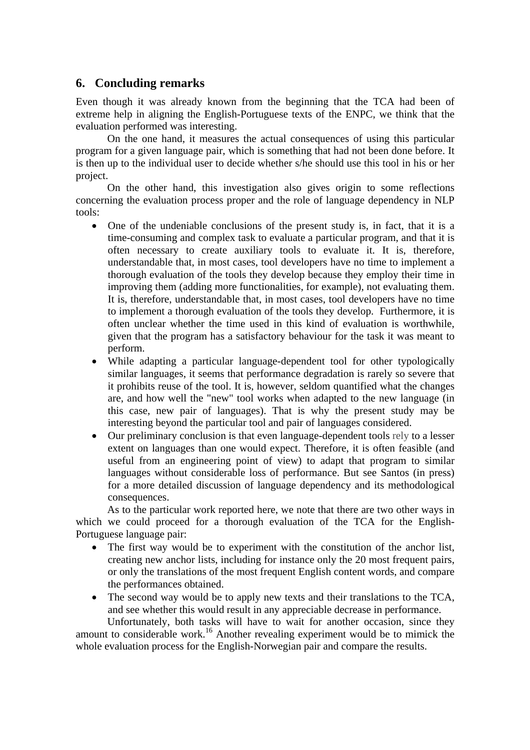## 6. Concluding remarks

Even though it was already known from the beginning that the TCA had been of extreme help in aligning the English-Portuguese texts of the ENPC, we think that the evaluation performed was interesting.

On the one hand, it measures the actual consequences of using this particular program for a given language pair, which is something that had not been done before. It is then up to the individual user to decide whether s/he should use this tool in his or her project.

On the other hand, this investigation also gives origin to some reflections concerning the evaluation process proper and the role of language dependency in NLP tools:

- One of the undeniable conclusions of the present study is, in fact, that it is a time-consuming and complex task to evaluate a particular program, and that it is often necessary to create auxiliary tools to evaluate it. It is, therefore, understandable that, in most cases, tool developers have no time to implement a thorough evaluation of the tools they develop because they employ their time in improving them (adding more functionalities, for example), not evaluating them. It is, therefore, understandable that, in most cases, tool developers have no time to implement a thorough evaluation of the tools they develop. Furthermore, it is often unclear whether the time used in this kind of evaluation is worthwhile, given that the program has a satisfactory behaviour for the task it was meant to perform.
- While adapting a particular language-dependent tool for other typologically similar languages, it seems that performance degradation is rarely so severe that it prohibits reuse of the tool. It is, however, seldom quantified what the changes are, and how well the "new" tool works when adapted to the new language (in this case, new pair of languages). That is why the present study may be interesting beyond the particular tool and pair of languages considered.
- Our preliminary conclusion is that even language-dependent tools rely to a lesser extent on languages than one would expect. Therefore, it is often feasible (and useful from an engineering point of view) to adapt that program to similar languages without considerable loss of performance. But see Santos (in press) for a more detailed discussion of language dependency and its methodological consequences.

As to the particular work reported here, we note that there are two other ways in which we could proceed for a thorough evaluation of the TCA for the English-Portuguese language pair:

- The first way would be to experiment with the constitution of the anchor list, creating new anchor lists, including for instance only the 20 most frequent pairs, or only the translations of the most frequent English content words, and compare the performances obtained.
- The second way would be to apply new texts and their translations to the TCA, and see whether this would result in any appreciable decrease in performance.

Unfortunately, both tasks will have to wait for another occasion, since they amount to considerable work.[16] Another revealing experiment would be to mimick the whole evaluation process for the English-Norwegian pair and compare the results.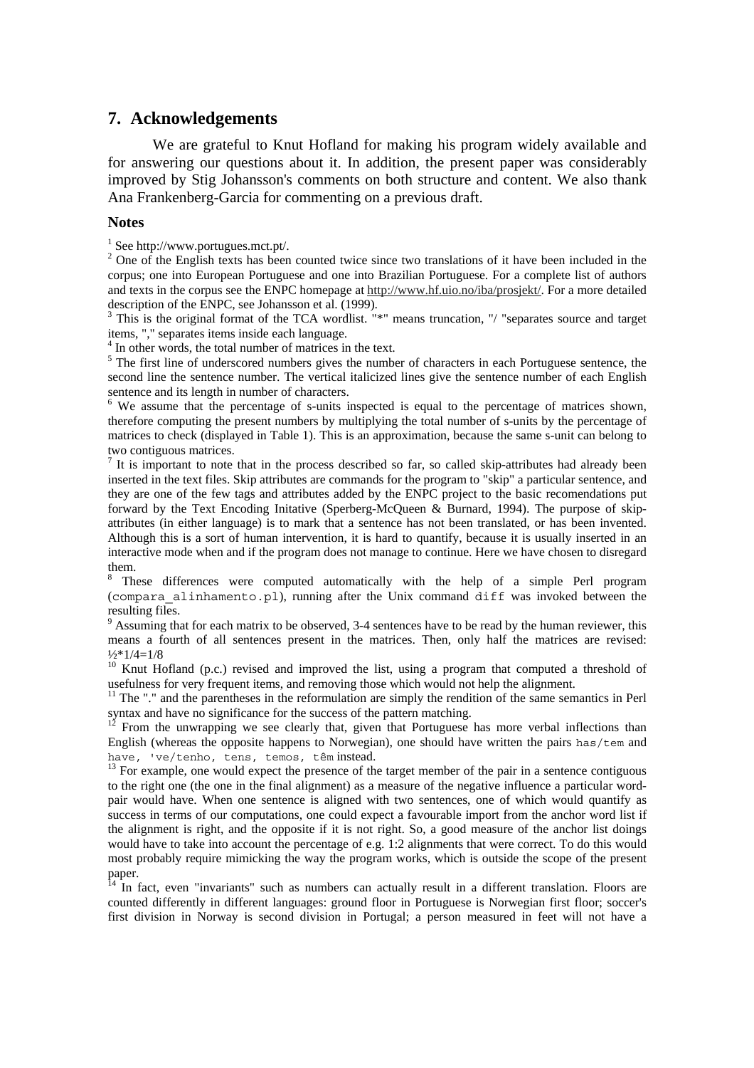## 7. Acknowledgements

We are grateful to Knut Hofland for making his program widely available and for answering our questions about it. In addition, the present paper was considerably improved by Stig Johansson's comments on both structure and content. We also thank Ana Frankenberg-Garcia for commenting on a previous draft.

### Notes

[1] See http://www.portugues.mct.pt/.

[2] One of the English texts has been counted twice since two translations of it have been included in the corpus; one into European Portuguese and one into Brazilian Portuguese. For a complete list of authors and texts in the corpus see the ENPC homepage at http://www.hf.uio.no/iba/prosjekt/. For a more detailed description of the ENPC, see Johansson et al. (1999).

[3] This is the original format of the TCA wordlist. "*" means truncation, "/ "separates source and target items, "," separates items inside each language.

[4] In other words, the total number of matrices in the text.

[5] The first line of underscored numbers gives the number of characters in each Portuguese sentence, the second line the sentence number. The vertical italicized lines give the sentence number of each English sentence and its length in number of characters.

[6] We assume that the percentage of s-units inspected is equal to the percentage of matrices shown, therefore computing the present numbers by multiplying the total number of s-units by the percentage of matrices to check (displayed in Table 1). This is an approximation, because the same s-unit can belong to two contiguous matrices.

[7] It is important to note that in the process described so far, so called skip-attributes had already been inserted in the text files. Skip attributes are commands for the program to "skip" a particular sentence, and they are one of the few tags and attributes added by the ENPC project to the basic recomendations put forward by the Text Encoding Initative (Sperberg-McQueen & Burnard, 1994). The purpose of skip-attributes (in either language) is to mark that a sentence has not been translated, or has been invented. Although this is a sort of human intervention, it is hard to quantify, because it is usually inserted in an interactive mode when and if the program does not manage to continue. Here we have chosen to disregard them.

[8] These differences were computed automatically with the help of a simple Perl program (`compara_alinhamento.pl`), running after the Unix command `diff` was invoked between the resulting files.

[9] Assuming that for each matrix to be observed, 3-4 sentences have to be read by the human reviewer, this means a fourth of all sentences present in the matrices. Then, only half the matrices are revised: $½*1/4=1/8$

[10] Knut Hofland (p.c.) revised and improved the list, using a program that computed a threshold of usefulness for very frequent items, and removing those which would not help the alignment.

[11] The "." and the parentheses in the reformulation are simply the rendition of the same semantics in Perl syntax and have no significance for the success of the pattern matching.

[12] From the unwrapping we see clearly that, given that Portuguese has more verbal inflections than English (whereas the opposite happens to Norwegian), one should have written the pairs `has/tem` and `have, 've/tenho, tens, temos, têm` instead.

[13] For example, one would expect the presence of the target member of the pair in a sentence contiguous to the right one (the one in the final alignment) as a measure of the negative influence a particular word-pair would have. When one sentence is aligned with two sentences, one of which would quantify as success in terms of our computations, one could expect a favourable import from the anchor word list if the alignment is right, and the opposite if it is not right. So, a good measure of the anchor list doings would have to take into account the percentage of e.g. 1:2 alignments that were correct. To do this would most probably require mimicking the way the program works, which is outside the scope of the present paper.

[14] In fact, even "invariants" such as numbers can actually result in a different translation. Floors are counted differently in different languages: ground floor in Portuguese is Norwegian first floor; soccer's first division in Norway is second division in Portugal; a person measured in feet will not have a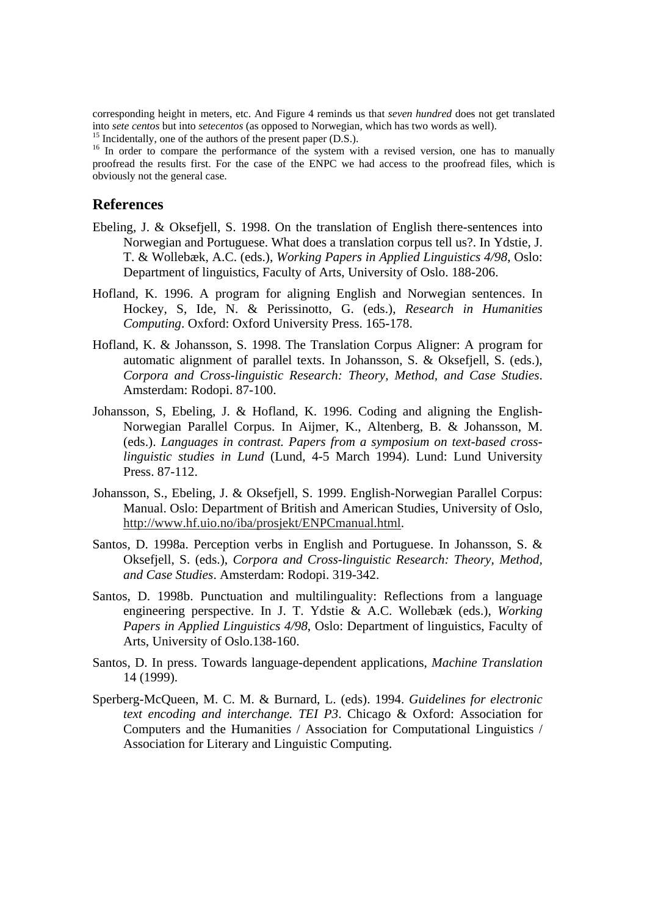corresponding height in meters, etc. And Figure 4 reminds us that *seven hundred* does not get translated into *sete centos* but into *setecentos* (as opposed to Norwegian, which has two words as well).

[15] Incidentally, one of the authors of the present paper (D.S.).

[16] In order to compare the performance of the system with a revised version, one has to manually proofread the results first. For the case of the ENPC we had access to the proofread files, which is obviously not the general case.

## References

Ebeling, J. & Oksefjell, S. 1998. On the translation of English there-sentences into Norwegian and Portuguese. What does a translation corpus tell us?. In Ydstie, J. T. & Wollebæk, A.C. (eds.), *Working Papers in Applied Linguistics 4/98*, Oslo: Department of linguistics, Faculty of Arts, University of Oslo. 188-206.

Hofland, K. 1996. A program for aligning English and Norwegian sentences. In Hockey, S, Ide, N. & Perissinotto, G. (eds.), *Research in Humanities Computing*. Oxford: Oxford University Press. 165-178.

Hofland, K. & Johansson, S. 1998. The Translation Corpus Aligner: A program for automatic alignment of parallel texts. In Johansson, S. & Oksefjell, S. (eds.), *Corpora and Cross-linguistic Research: Theory, Method, and Case Studies*. Amsterdam: Rodopi. 87-100.

Johansson, S, Ebeling, J. & Hofland, K. 1996. Coding and aligning the English-Norwegian Parallel Corpus. In Aijmer, K., Altenberg, B. & Johansson, M. (eds.). *Languages in contrast. Papers from a symposium on text-based cross-linguistic studies in Lund* (Lund, 4-5 March 1994). Lund: Lund University Press. 87-112.

Johansson, S., Ebeling, J. & Oksefjell, S. 1999. English-Norwegian Parallel Corpus: Manual. Oslo: Department of British and American Studies, University of Oslo, http://www.hf.uio.no/iba/prosjekt/ENPCmanual.html.

Santos, D. 1998a. Perception verbs in English and Portuguese. In Johansson, S. & Oksefjell, S. (eds.), *Corpora and Cross-linguistic Research: Theory, Method, and Case Studies*. Amsterdam: Rodopi. 319-342.

Santos, D. 1998b. Punctuation and multilinguality: Reflections from a language engineering perspective. In J. T. Ydstie & A.C. Wollebæk (eds.), *Working Papers in Applied Linguistics 4/98*, Oslo: Department of linguistics, Faculty of Arts, University of Oslo.138-160.

Santos, D. In press. Towards language-dependent applications, *Machine Translation* 14 (1999).

Sperberg-McQueen, M. C. M. & Burnard, L. (eds). 1994. *Guidelines for electronic text encoding and interchange. TEI P3*. Chicago & Oxford: Association for Computers and the Humanities / Association for Computational Linguistics / Association for Literary and Linguistic Computing.